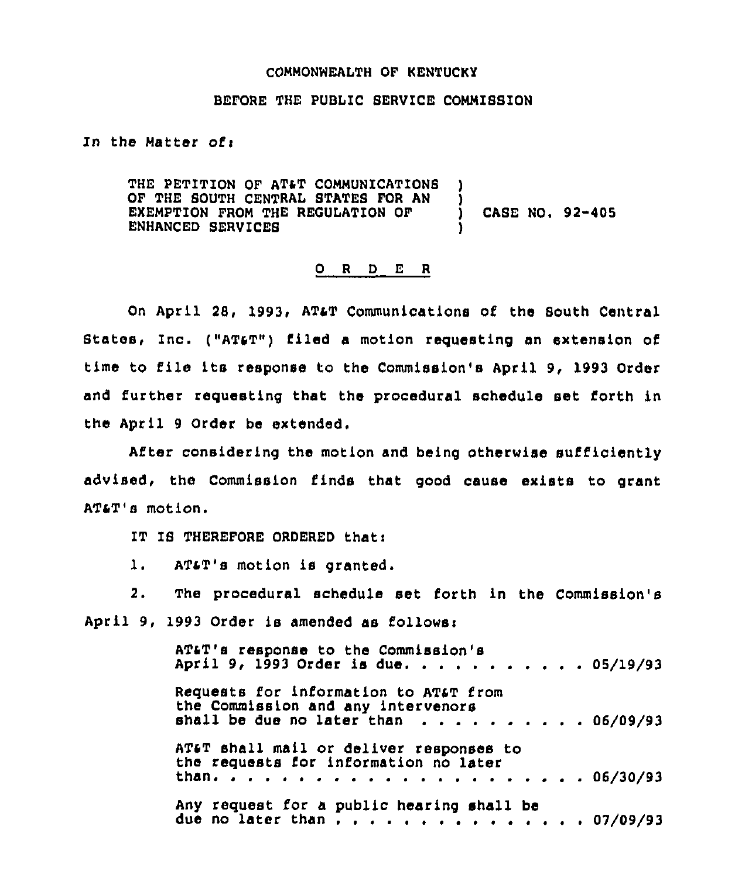COMMONWEALTH OF KENTUCKY

BEFORE THE PUBLIC SERVICE COMMISSION

In the Matter of:

THE PETITION OF AT&T COMMUNICATIONS OF THE SOUTH CENTRAL STATES FOR AN EXEMPTION FROM THE REGULATION OF ENHANCED SERVICES ) CASE NO. 92-405

O R D E R

On April 28, 1993, AT&T Communications of the South Central States, Inc. ("AT&T") filed a motion requesting an extension of time to file its response to the Commission's April 9, 1993 Order and further requesting that the procedural schedule set forth in the April 9 Order be extended.

After considering the motion and being otherwise sufficiently advised, the Commission finds that good cause exists to grant AT&T's motion.

IT IS THEREFORE ORDERED that:

1. AT&T's motion is granted.

2. The procedural schedule set forth in the Commission's April 9, 1993 Order is amended as follows:

AT&T's response to the Commission's April 9, 1993 Order is due. . . . . . . . . . . 05/19/93

Requests for information to AT&T from the Commission and any intervenors shall be due no later than . . . . . . . . . . 06/09/93

AT&T shall mail or deliver responses to the requests for information no later than. . . . . . . . . . . . . . . . . . . . . . 06/30/93

Any request for a public hearing shall be due no later than . . . . . . . . . . . . . . . . 07/09/93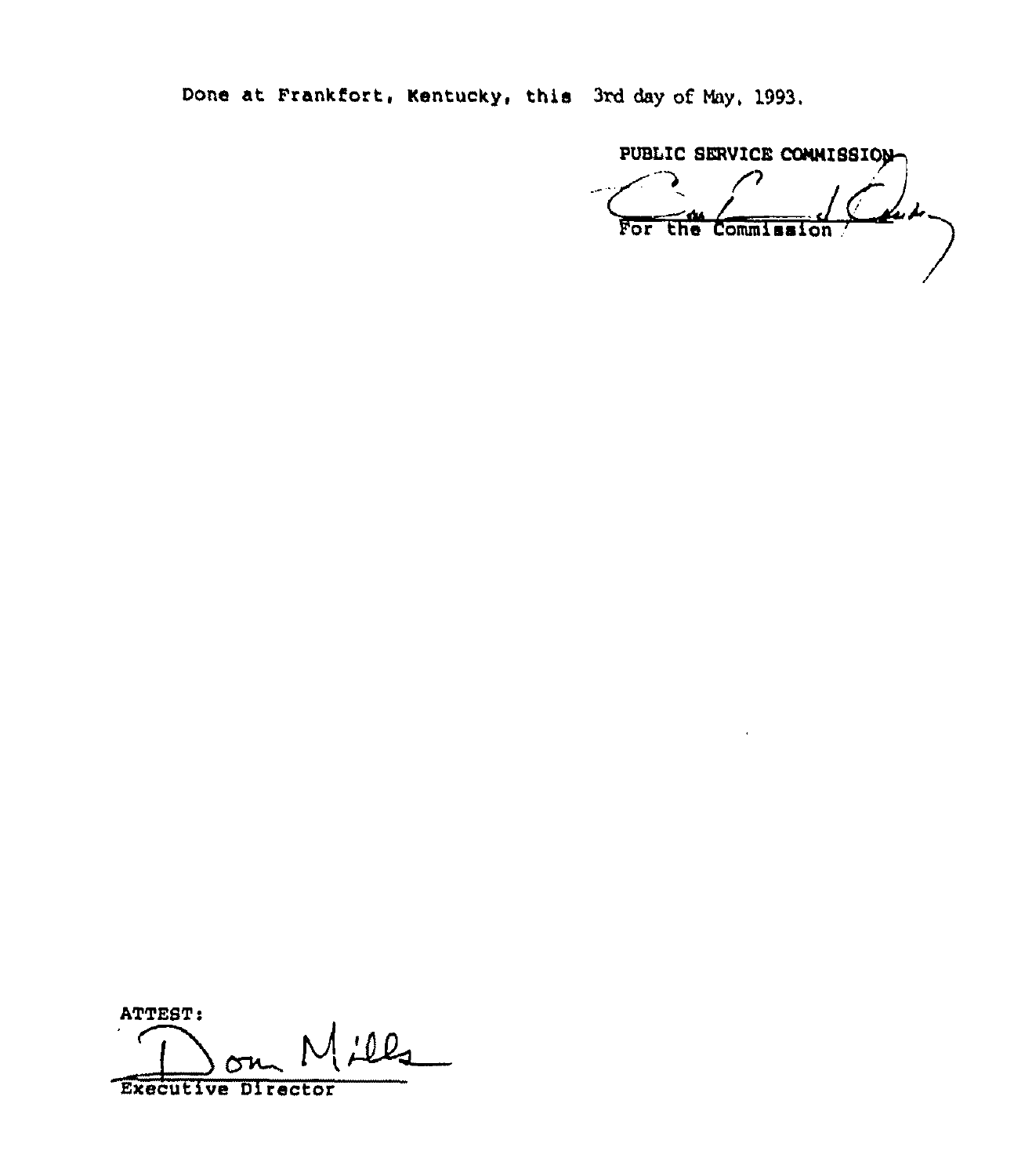Done at Frankfort, Kentucky, this 3rd day of May, 1993.

PUBLIC SERVICE COMMISSION

For the Commission

ATTEST:

Executive Director